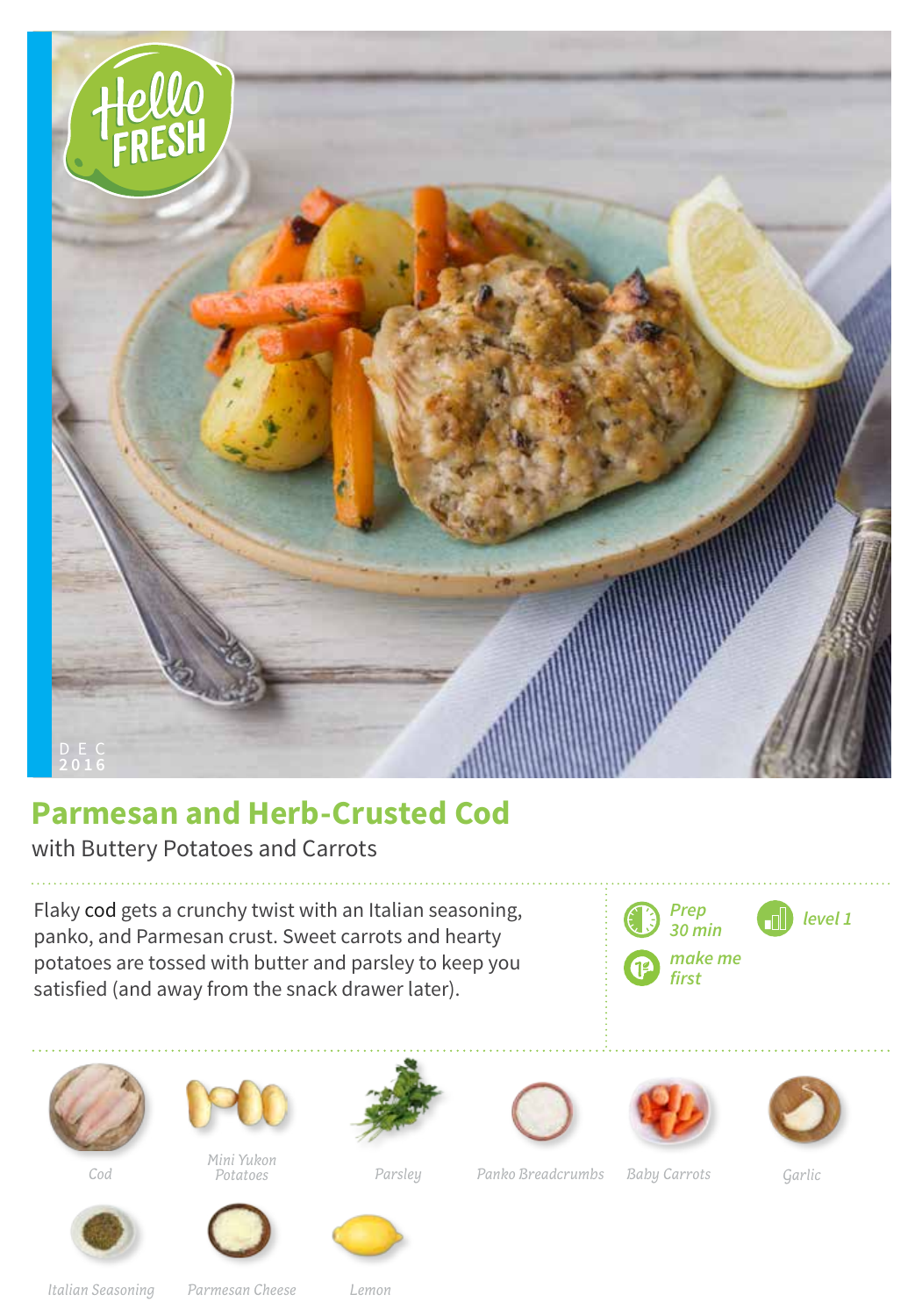DEC 2016

# Parmesan and Herb-Crusted Cod

with Buttery Potatoes and Carrots

Flaky cod gets a crunchy twist with an Italian seasoning, panko, and Parmesan crust. Sweet carrots and hearty potatoes are tossed with butter and parsley to keep you satisfied (and away from the snack drawer later).

*Prep 30 min*

*level 1*

*make me first*

*Cod*

*Mini Yukon Potatoes*

*Parsley*

*Panko Breadcrumbs*

*Baby Carrots*

*Garlic*

*Italian Seasoning*

*Parmesan Cheese*

*Lemon*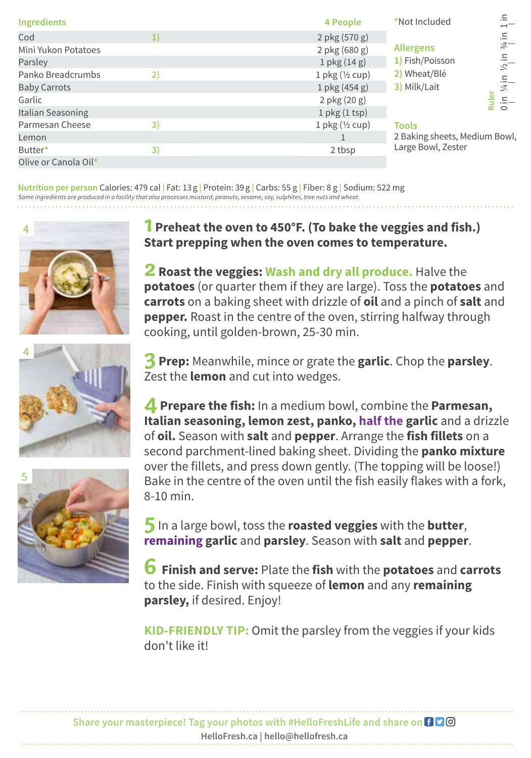| Ingredients | | 4 People |
|---|---|---|
| Cod | 1) | 2 pkg (570 g) |
| Mini Yukon Potatoes | | 2 pkg (680 g) |
| Parsley | | 1 pkg (14 g) |
| Panko Breadcrumbs | 2) | 1 pkg (½ cup) |
| Baby Carrots | | 1 pkg (454 g) |
| Garlic | | 2 pkg (20 g) |
| Italian Seasoning | | 1 pkg (1 tsp) |
| Parmesan Cheese | 3) | 1 pkg (½ cup) |
| Lemon | | 1 |
| Butter* | 3) | 2 tbsp |
| Olive or Canola Oil* | | |

*Not Included

**Allergens**
1) Fish/Poisson
2) Wheat/Blé
3) Milk/Lait

**Tools**
2 Baking sheets, Medium Bowl, Large Bowl, Zester

Ruler: 0 in, ¼ in, ½ in, ¾ in, 1 in

**Nutrition per person** Calories: 479 cal | Fat: 13 g | Protein: 39 g | Carbs: 55 g | Fiber: 8 g | Sodium: 522 mg

*Some ingredients are produced in a facility that also processes mustard, peanuts, sesame, soy, sulphites, tree nuts and wheat.*

**1 Preheat the oven to 450°F. (To bake the veggies and fish.) Start prepping when the oven comes to temperature.**

**2 Roast the veggies: Wash and dry all produce.** Halve the **potatoes** (or quarter them if they are large). Toss the **potatoes** and **carrots** on a baking sheet with drizzle of **oil** and a pinch of **salt** and **pepper.** Roast in the centre of the oven, stirring halfway through cooking, until golden-brown, 25-30 min.

**3 Prep:** Meanwhile, mince or grate the **garlic**. Chop the **parsley**. Zest the **lemon** and cut into wedges.

**4 Prepare the fish:** In a medium bowl, combine the **Parmesan, Italian seasoning, lemon zest, panko, half the garlic** and a drizzle of **oil.** Season with **salt** and **pepper**. Arrange the **fish fillets** on a second parchment-lined baking sheet. Dividing the **panko mixture** over the fillets, and press down gently. (The topping will be loose!) Bake in the centre of the oven until the fish easily flakes with a fork, 8-10 min.

**5** In a large bowl, toss the **roasted veggies** with the **butter**, **remaining garlic** and **parsley**. Season with **salt** and **pepper**.

**6 Finish and serve:** Plate the **fish** with the **potatoes** and **carrots** to the side. Finish with squeeze of **lemon** and any **remaining parsley,** if desired. Enjoy!

**KID-FRIENDLY TIP:** Omit the parsley from the veggies if your kids don't like it!

Share your masterpiece! Tag your photos with #HelloFreshLife and share on

HelloFresh.ca | hello@hellofresh.ca